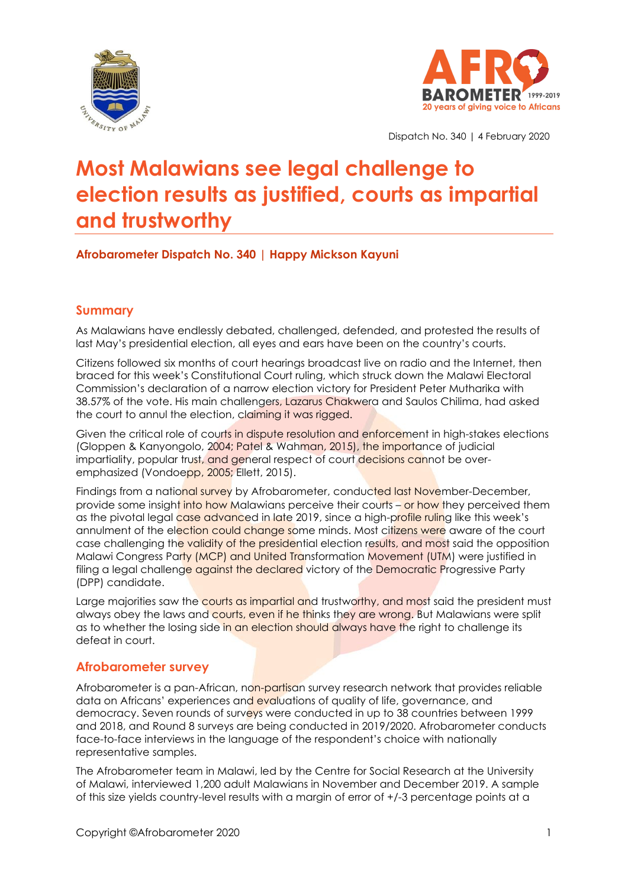Dispatch No. 340 | 4 February 2020

# Most Malawians see legal challenge to election results as justified, courts as impartial and trustworthy

**Afrobarometer Dispatch No. 340 | Happy Mickson Kayuni**

## Summary

As Malawians have endlessly debated, challenged, defended, and protested the results of last May's presidential election, all eyes and ears have been on the country's courts.

Citizens followed six months of court hearings broadcast live on radio and the Internet, then braced for this week's Constitutional Court ruling, which struck down the Malawi Electoral Commission's declaration of a narrow election victory for President Peter Mutharika with 38.57% of the vote. His main challengers, Lazarus Chakwera and Saulos Chilima, had asked the court to annul the election, claiming it was rigged.

Given the critical role of courts in dispute resolution and enforcement in high-stakes elections (Gloppen & Kanyongolo, 2004; Patel & Wahman, 2015), the importance of judicial impartiality, popular trust, and general respect of court decisions cannot be over-emphasized (Vondoepp, 2005; Ellett, 2015).

Findings from a national survey by Afrobarometer, conducted last November-December, provide some insight into how Malawians perceive their courts – or how they perceived them as the pivotal legal case advanced in late 2019, since a high-profile ruling like this week's annulment of the election could change some minds. Most citizens were aware of the court case challenging the validity of the presidential election results, and most said the opposition Malawi Congress Party (MCP) and United Transformation Movement (UTM) were justified in filing a legal challenge against the declared victory of the Democratic Progressive Party (DPP) candidate.

Large majorities saw the courts as impartial and trustworthy, and most said the president must always obey the laws and courts, even if he thinks they are wrong. But Malawians were split as to whether the losing side in an election should always have the right to challenge its defeat in court.

## Afrobarometer survey

Afrobarometer is a pan-African, non-partisan survey research network that provides reliable data on Africans' experiences and evaluations of quality of life, governance, and democracy. Seven rounds of surveys were conducted in up to 38 countries between 1999 and 2018, and Round 8 surveys are being conducted in 2019/2020. Afrobarometer conducts face-to-face interviews in the language of the respondent's choice with nationally representative samples.

The Afrobarometer team in Malawi, led by the Centre for Social Research at the University of Malawi, interviewed 1,200 adult Malawians in November and December 2019. A sample of this size yields country-level results with a margin of error of +/-3 percentage points at a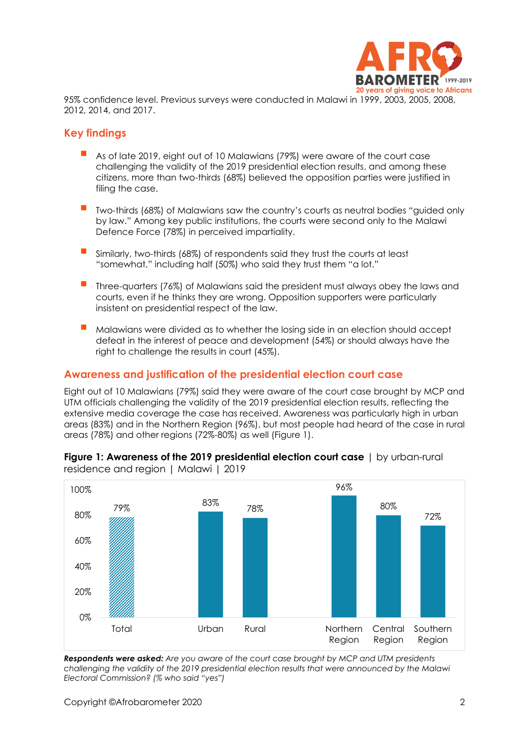95% confidence level. Previous surveys were conducted in Malawi in 1999, 2003, 2005, 2008, 2012, 2014, and 2017.

## Key findings

- As of late 2019, eight out of 10 Malawians (79%) were aware of the court case challenging the validity of the 2019 presidential election results, and among these citizens, more than two-thirds (68%) believed the opposition parties were justified in filing the case.
- Two-thirds (68%) of Malawians saw the country's courts as neutral bodies "guided only by law." Among key public institutions, the courts were second only to the Malawi Defence Force (78%) in perceived impartiality.
- Similarly, two-thirds (68%) of respondents said they trust the courts at least "somewhat," including half (50%) who said they trust them "a lot."
- Three-quarters (76%) of Malawians said the president must always obey the laws and courts, even if he thinks they are wrong. Opposition supporters were particularly insistent on presidential respect of the law.
- Malawians were divided as to whether the losing side in an election should accept defeat in the interest of peace and development (54%) or should always have the right to challenge the results in court (45%).

## Awareness and justification of the presidential election court case

Eight out of 10 Malawians (79%) said they were aware of the court case brought by MCP and UTM officials challenging the validity of the 2019 presidential election results, reflecting the extensive media coverage the case has received. Awareness was particularly high in urban areas (83%) and in the Northern Region (96%), but most people had heard of the case in rural areas (78%) and other regions (72%-80%) as well (Figure 1).

**Figure 1: Awareness of the 2019 presidential election court case** | by urban-rural residence and region | Malawi | 2019

| Total | Urban | Rural | Northern Region | Central Region | Southern Region |
|---|---|---|---|---|---|
| 79% | 83% | 78% | 96% | 80% | 72% |

***Respondents were asked:*** *Are you aware of the court case brought by MCP and UTM presidents challenging the validity of the 2019 presidential election results that were announced by the Malawi Electoral Commission? (% who said "yes")*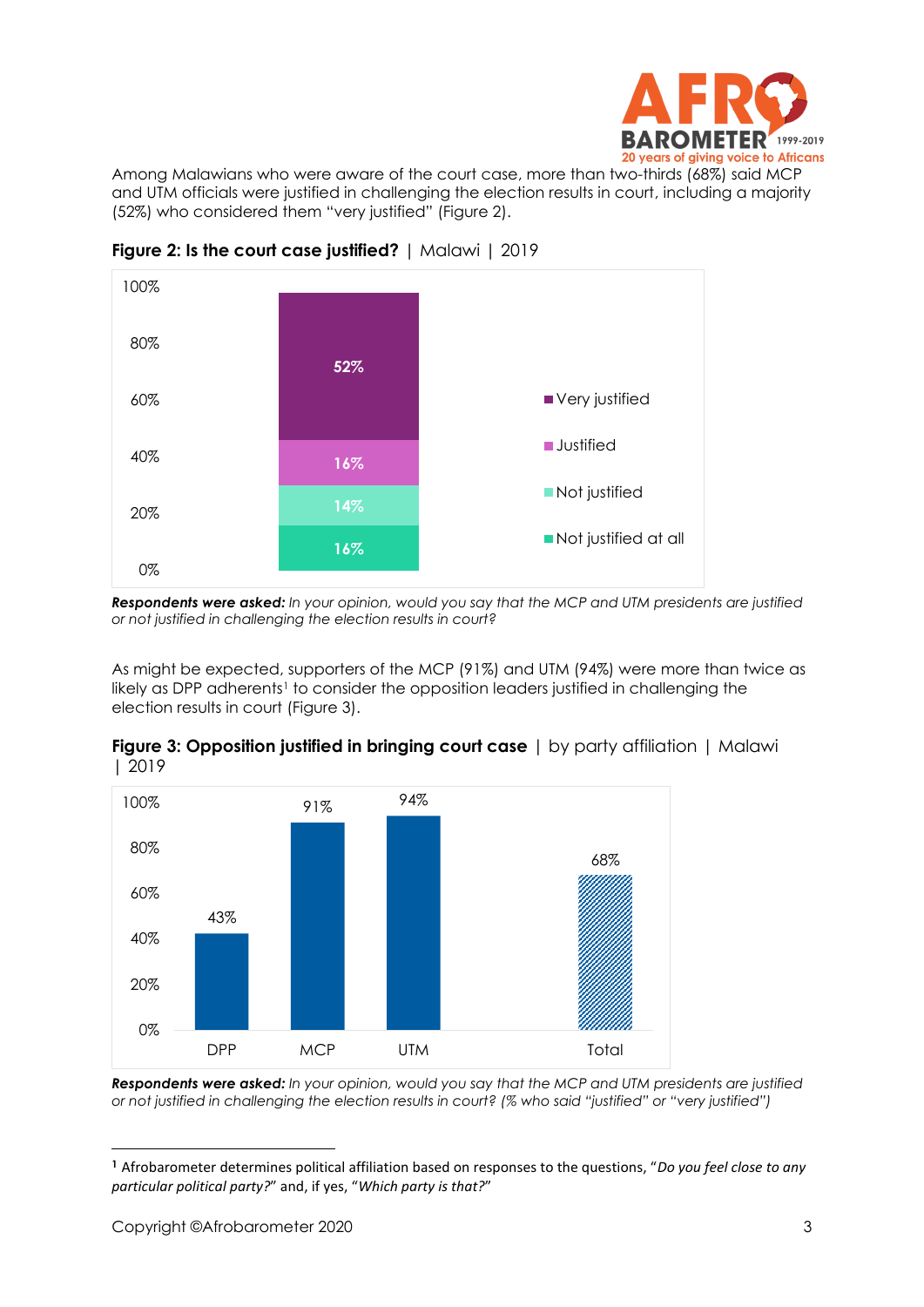Among Malawians who were aware of the court case, more than two-thirds (68%) said MCP and UTM officials were justified in challenging the election results in court, including a majority (52%) who considered them "very justified" (Figure 2).

**Figure 2: Is the court case justified?** | Malawi | 2019

| Response | % |
|---|---|
| Very justified | 52% |
| Justified | 16% |
| Not justified | 14% |
| Not justified at all | 16% |

***Respondents were asked:*** *In your opinion, would you say that the MCP and UTM presidents are justified or not justified in challenging the election results in court?*

As might be expected, supporters of the MCP (91%) and UTM (94%) were more than twice as likely as DPP adherents[1] to consider the opposition leaders justified in challenging the election results in court (Figure 3).

**Figure 3: Opposition justified in bringing court case** | by party affiliation | Malawi | 2019

| Party | % |
|---|---|
| DPP | 43% |
| MCP | 91% |
| UTM | 94% |
| Total | 68% |

***Respondents were asked:*** *In your opinion, would you say that the MCP and UTM presidents are justified or not justified in challenging the election results in court? (% who said "justified" or "very justified")*

---

[1] Afrobarometer determines political affiliation based on responses to the questions, "*Do you feel close to any particular political party?*" and, if yes, "*Which party is that?*"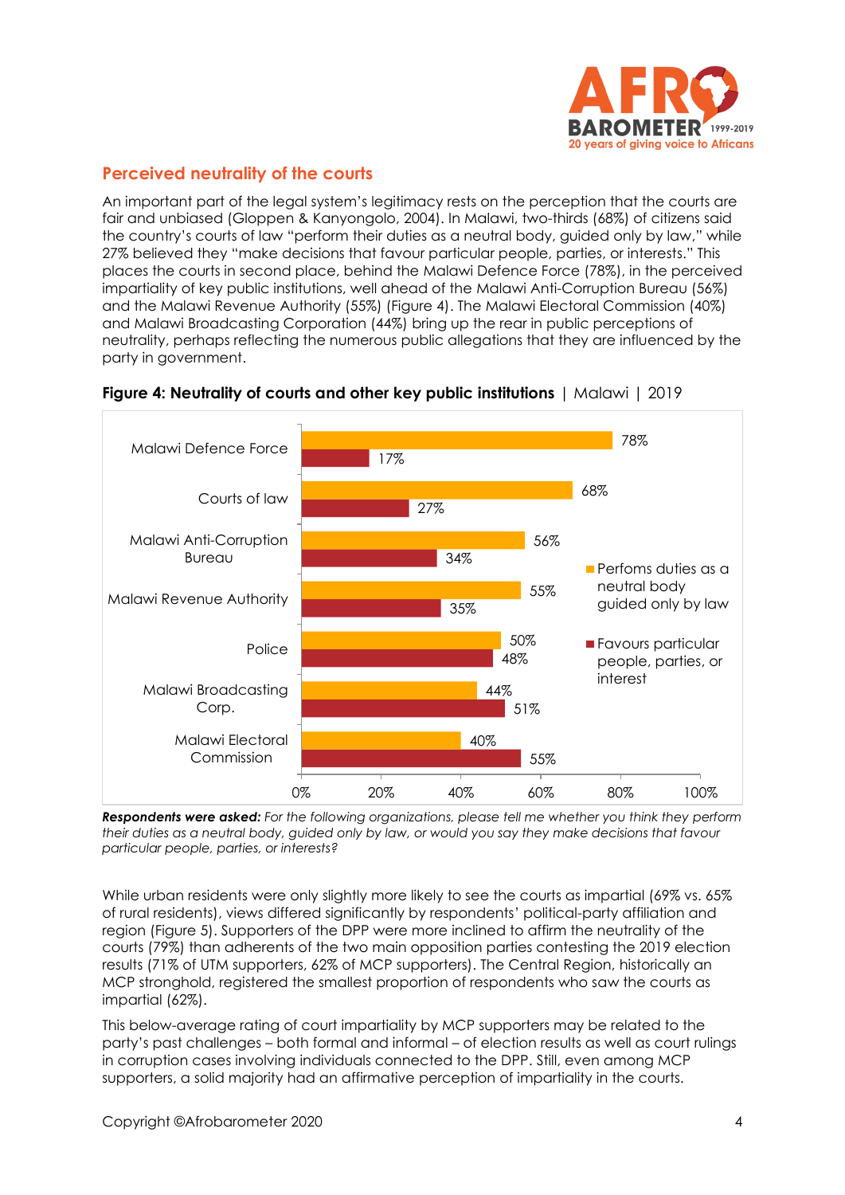## Perceived neutrality of the courts

An important part of the legal system's legitimacy rests on the perception that the courts are fair and unbiased (Gloppen & Kanyongolo, 2004). In Malawi, two-thirds (68%) of citizens said the country's courts of law "perform their duties as a neutral body, guided only by law," while 27% believed they "make decisions that favour particular people, parties, or interests." This places the courts in second place, behind the Malawi Defence Force (78%), in the perceived impartiality of key public institutions, well ahead of the Malawi Anti-Corruption Bureau (56%) and the Malawi Revenue Authority (55%) (Figure 4). The Malawi Electoral Commission (40%) and Malawi Broadcasting Corporation (44%) bring up the rear in public perceptions of neutrality, perhaps reflecting the numerous public allegations that they are influenced by the party in government.

**Figure 4: Neutrality of courts and other key public institutions** | Malawi | 2019

| Institution | Perfoms duties as a neutral body guided only by law | Favours particular people, parties, or interest |
|---|---|---|
| Malawi Defence Force | 78% | 17% |
| Courts of law | 68% | 27% |
| Malawi Anti-Corruption Bureau | 56% | 34% |
| Malawi Revenue Authority | 55% | 35% |
| Police | 50% | 48% |
| Malawi Broadcasting Corp. | 44% | 51% |
| Malawi Electoral Commission | 40% | 55% |

***Respondents were asked:*** *For the following organizations, please tell me whether you think they perform their duties as a neutral body, guided only by law, or would you say they make decisions that favour particular people, parties, or interests?*

While urban residents were only slightly more likely to see the courts as impartial (69% vs. 65% of rural residents), views differed significantly by respondents' political-party affiliation and region (Figure 5). Supporters of the DPP were more inclined to affirm the neutrality of the courts (79%) than adherents of the two main opposition parties contesting the 2019 election results (71% of UTM supporters, 62% of MCP supporters). The Central Region, historically an MCP stronghold, registered the smallest proportion of respondents who saw the courts as impartial (62%).

This below-average rating of court impartiality by MCP supporters may be related to the party's past challenges – both formal and informal – of election results as well as court rulings in corruption cases involving individuals connected to the DPP. Still, even among MCP supporters, a solid majority had an affirmative perception of impartiality in the courts.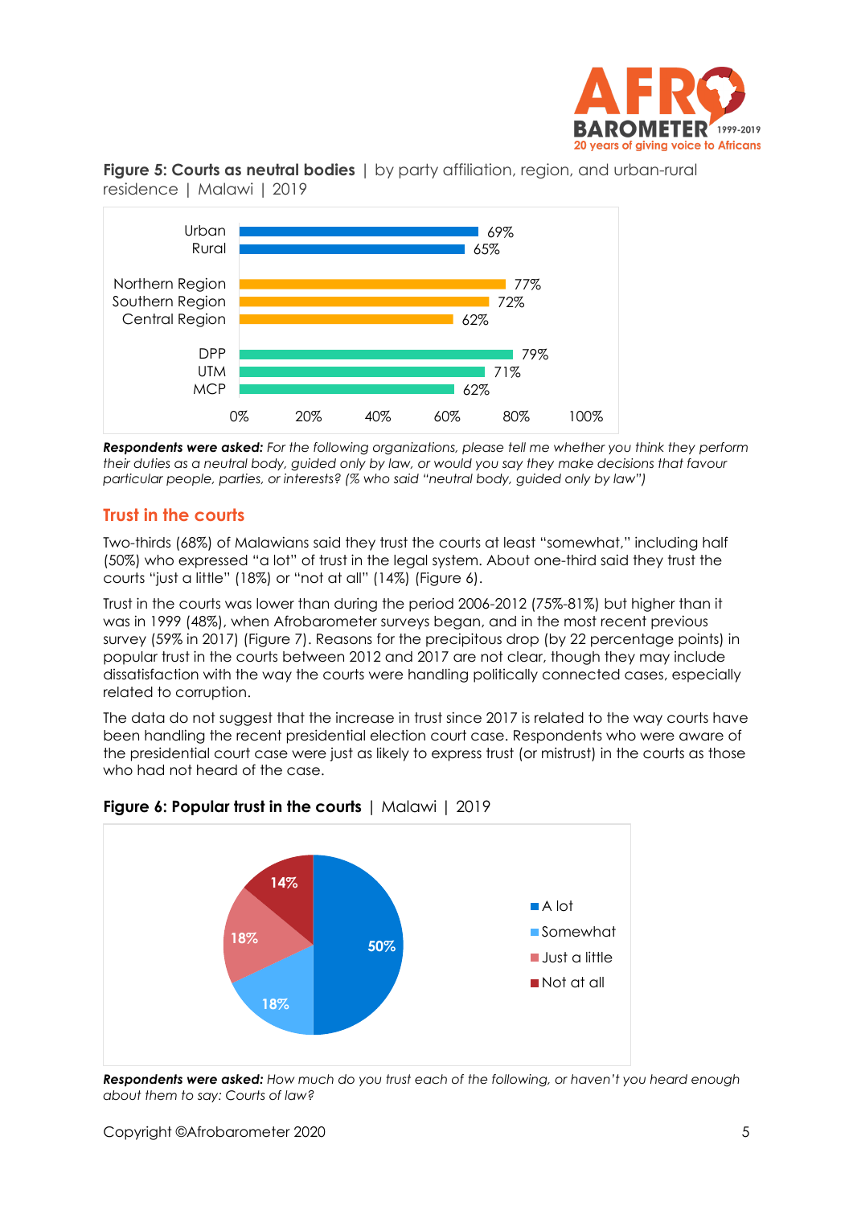**Figure 5: Courts as neutral bodies** | by party affiliation, region, and urban-rural residence | Malawi | 2019

| Category | % |
|---|---|
| Urban | 69% |
| Rural | 65% |
| Northern Region | 77% |
| Southern Region | 72% |
| Central Region | 62% |
| DPP | 79% |
| UTM | 71% |
| MCP | 62% |

***Respondents were asked:*** *For the following organizations, please tell me whether you think they perform their duties as a neutral body, guided only by law, or would you say they make decisions that favour particular people, parties, or interests? (% who said "neutral body, guided only by law")*

## Trust in the courts

Two-thirds (68%) of Malawians said they trust the courts at least "somewhat," including half (50%) who expressed "a lot" of trust in the legal system. About one-third said they trust the courts "just a little" (18%) or "not at all" (14%) (Figure 6).

Trust in the courts was lower than during the period 2006-2012 (75%-81%) but higher than it was in 1999 (48%), when Afrobarometer surveys began, and in the most recent previous survey (59% in 2017) (Figure 7). Reasons for the precipitous drop (by 22 percentage points) in popular trust in the courts between 2012 and 2017 are not clear, though they may include dissatisfaction with the way the courts were handling politically connected cases, especially related to corruption.

The data do not suggest that the increase in trust since 2017 is related to the way courts have been handling the recent presidential election court case. Respondents who were aware of the presidential court case were just as likely to express trust (or mistrust) in the courts as those who had not heard of the case.

**Figure 6: Popular trust in the courts** | Malawi | 2019

| Response | % |
|---|---|
| A lot | 50% |
| Somewhat | 18% |
| Just a little | 18% |
| Not at all | 14% |

***Respondents were asked:*** *How much do you trust each of the following, or haven't you heard enough about them to say: Courts of law?*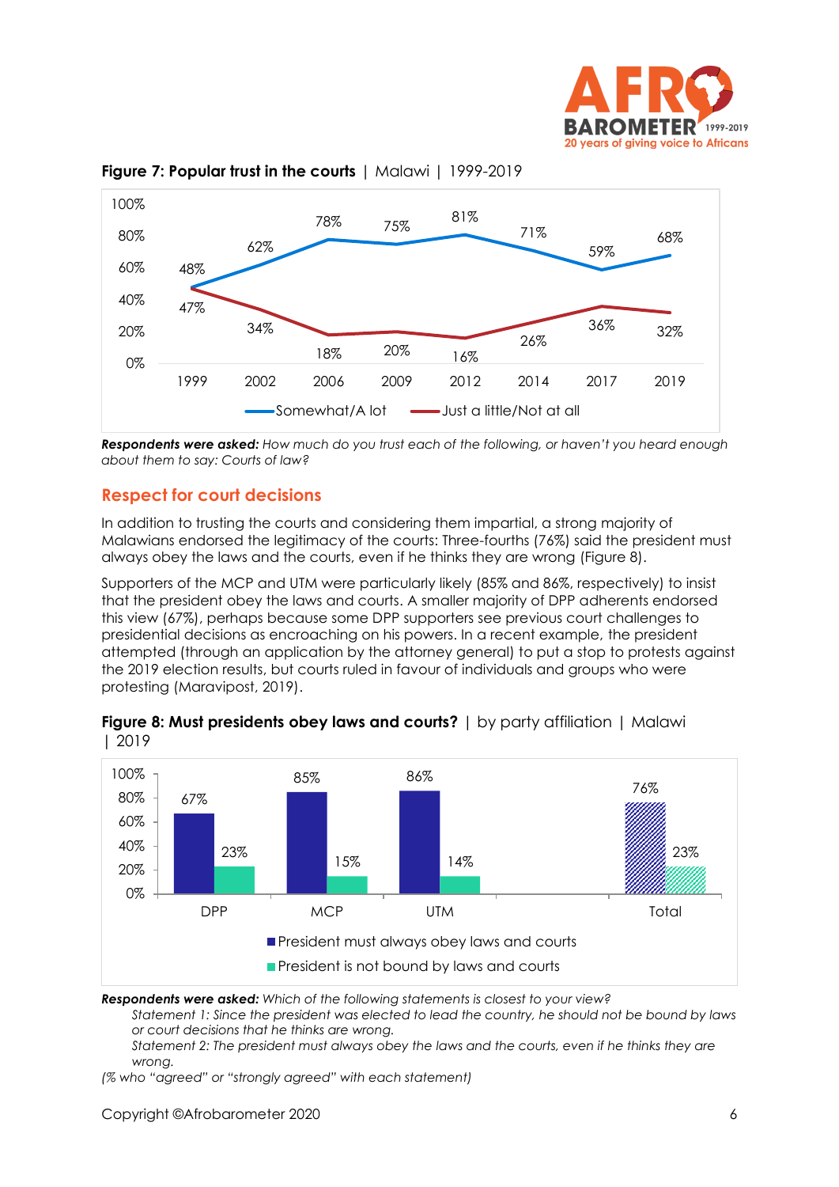**Figure 7: Popular trust in the courts** | Malawi | 1999-2019

| | 1999 | 2002 | 2006 | 2009 | 2012 | 2014 | 2017 | 2019 |
|---|---|---|---|---|---|---|---|---|
| Somewhat/A lot | 48% | 62% | 78% | 75% | 81% | 71% | 59% | 68% |
| Just a little/Not at all | 47% | 34% | 18% | 20% | 16% | 26% | 36% | 32% |

***Respondents were asked:*** *How much do you trust each of the following, or haven't you heard enough about them to say: Courts of law?*

## Respect for court decisions

In addition to trusting the courts and considering them impartial, a strong majority of Malawians endorsed the legitimacy of the courts: Three-fourths (76%) said the president must always obey the laws and the courts, even if he thinks they are wrong (Figure 8).

Supporters of the MCP and UTM were particularly likely (85% and 86%, respectively) to insist that the president obey the laws and courts. A smaller majority of DPP adherents endorsed this view (67%), perhaps because some DPP supporters see previous court challenges to presidential decisions as encroaching on his powers. In a recent example, the president attempted (through an application by the attorney general) to put a stop to protests against the 2019 election results, but courts ruled in favour of individuals and groups who were protesting (Maravipost, 2019).

**Figure 8: Must presidents obey laws and courts?** | by party affiliation | Malawi | 2019

| | DPP | MCP | UTM | Total |
|---|---|---|---|---|
| President must always obey laws and courts | 67% | 85% | 86% | 76% |
| President is not bound by laws and courts | 23% | 15% | 14% | 23% |

***Respondents were asked:*** *Which of the following statements is closest to your view?*

*Statement 1: Since the president was elected to lead the country, he should not be bound by laws or court decisions that he thinks are wrong.*

*Statement 2: The president must always obey the laws and the courts, even if he thinks they are wrong.*

*(% who "agreed" or "strongly agreed" with each statement)*

Copyright ©Afrobarometer 2020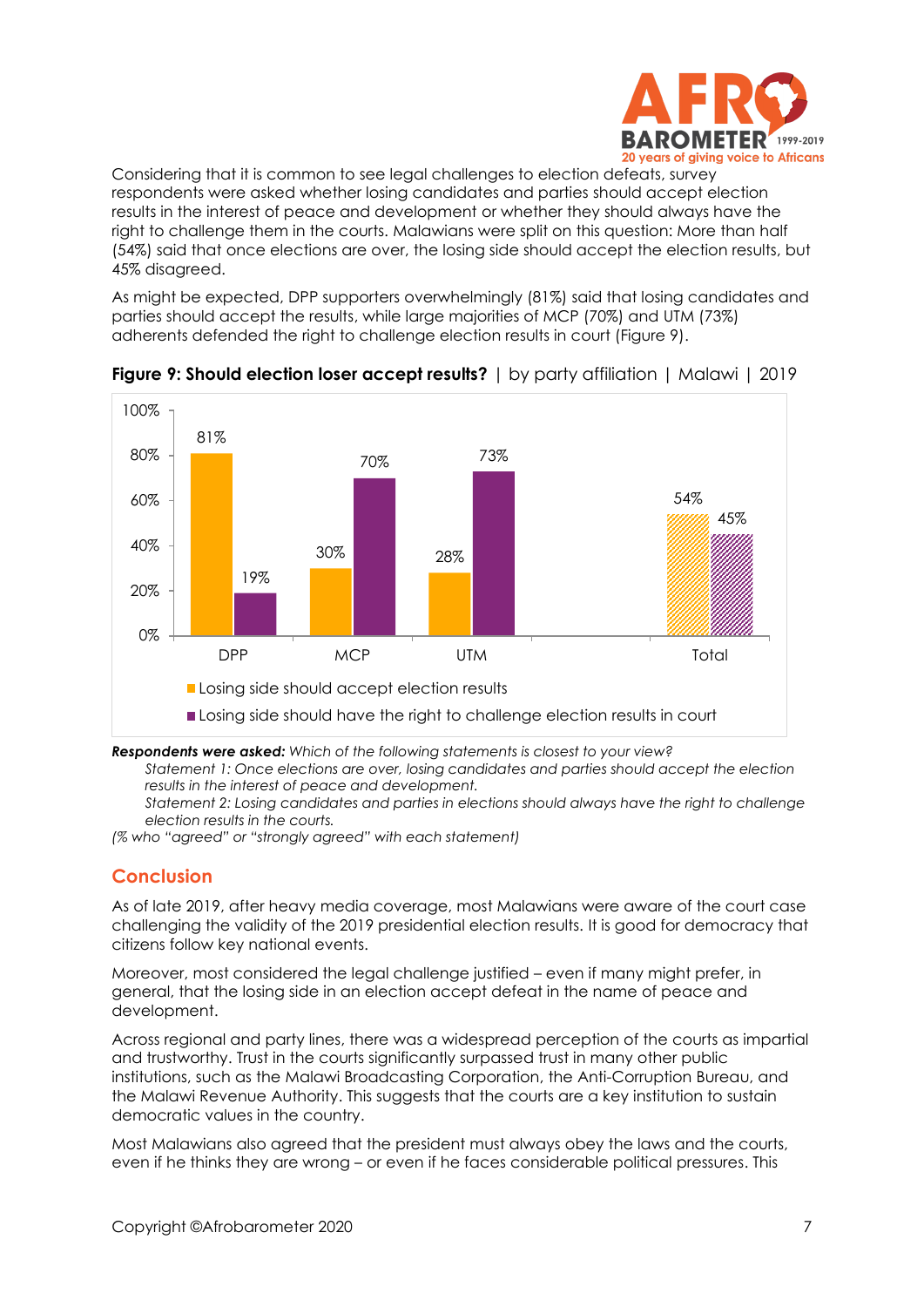Considering that it is common to see legal challenges to election defeats, survey respondents were asked whether losing candidates and parties should accept election results in the interest of peace and development or whether they should always have the right to challenge them in the courts. Malawians were split on this question: More than half (54%) said that once elections are over, the losing side should accept the election results, but 45% disagreed.

As might be expected, DPP supporters overwhelmingly (81%) said that losing candidates and parties should accept the results, while large majorities of MCP (70%) and UTM (73%) adherents defended the right to challenge election results in court (Figure 9).

**Figure 9: Should election loser accept results?** | by party affiliation | Malawi | 2019

| | Losing side should accept election results | Losing side should have the right to challenge election results in court |
|---|---|---|
| DPP | 81% | 19% |
| MCP | 30% | 70% |
| UTM | 28% | 73% |
| Total | 54% | 45% |

***Respondents were asked:*** *Which of the following statements is closest to your view?*

*Statement 1: Once elections are over, losing candidates and parties should accept the election results in the interest of peace and development.*

*Statement 2: Losing candidates and parties in elections should always have the right to challenge election results in the courts.*

*(% who "agreed" or "strongly agreed" with each statement)*

## Conclusion

As of late 2019, after heavy media coverage, most Malawians were aware of the court case challenging the validity of the 2019 presidential election results. It is good for democracy that citizens follow key national events.

Moreover, most considered the legal challenge justified – even if many might prefer, in general, that the losing side in an election accept defeat in the name of peace and development.

Across regional and party lines, there was a widespread perception of the courts as impartial and trustworthy. Trust in the courts significantly surpassed trust in many other public institutions, such as the Malawi Broadcasting Corporation, the Anti-Corruption Bureau, and the Malawi Revenue Authority. This suggests that the courts are a key institution to sustain democratic values in the country.

Most Malawians also agreed that the president must always obey the laws and the courts, even if he thinks they are wrong – or even if he faces considerable political pressures. This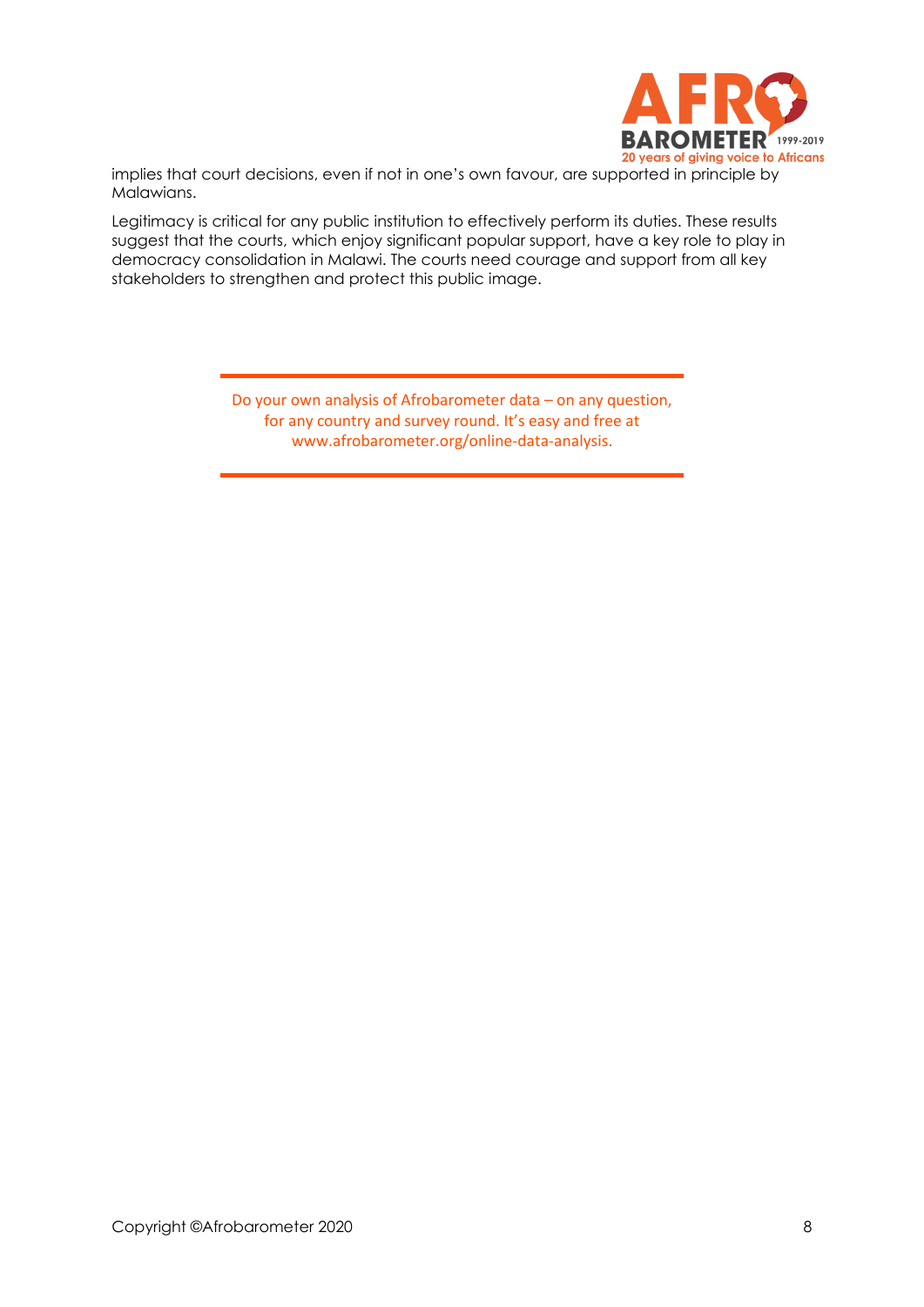implies that court decisions, even if not in one's own favour, are supported in principle by Malawians.

Legitimacy is critical for any public institution to effectively perform its duties. These results suggest that the courts, which enjoy significant popular support, have a key role to play in democracy consolidation in Malawi. The courts need courage and support from all key stakeholders to strengthen and protect this public image.

---

Do your own analysis of Afrobarometer data – on any question, for any country and survey round. It's easy and free at www.afrobarometer.org/online-data-analysis.

---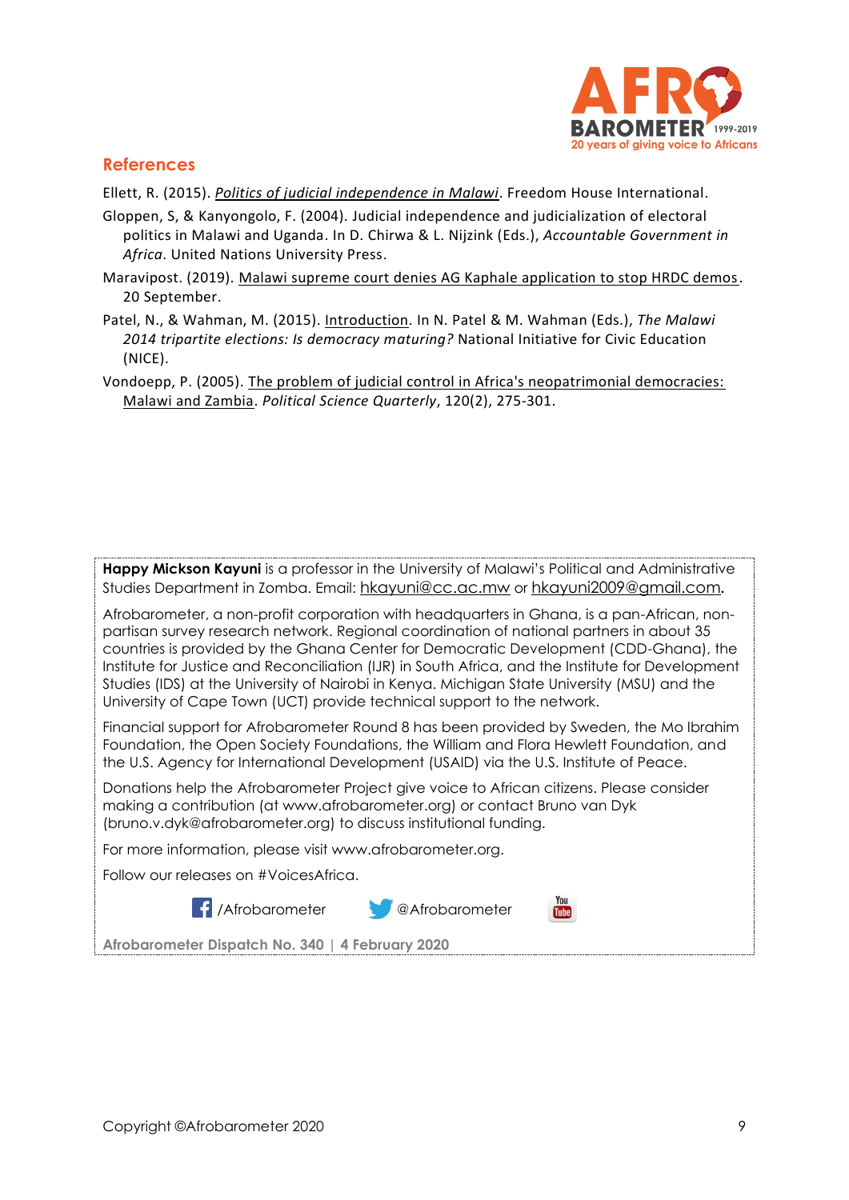## References

Ellett, R. (2015). *Politics of judicial independence in Malawi*. Freedom House International.

Gloppen, S, & Kanyongolo, F. (2004). Judicial independence and judicialization of electoral politics in Malawi and Uganda. In D. Chirwa & L. Nijzink (Eds.), *Accountable Government in Africa*. United Nations University Press.

Maravipost. (2019). Malawi supreme court denies AG Kaphale application to stop HRDC demos. 20 September.

Patel, N., & Wahman, M. (2015). Introduction. In N. Patel & M. Wahman (Eds.), *The Malawi 2014 tripartite elections: Is democracy maturing?* National Initiative for Civic Education (NICE).

Vondoepp, P. (2005). The problem of judicial control in Africa's neopatrimonial democracies: Malawi and Zambia. *Political Science Quarterly*, 120(2), 275-301.

**Happy Mickson Kayuni** is a professor in the University of Malawi's Political and Administrative Studies Department in Zomba. Email: hkayuni@cc.ac.mw or hkayuni2009@gmail.com.

Afrobarometer, a non-profit corporation with headquarters in Ghana, is a pan-African, non-partisan survey research network. Regional coordination of national partners in about 35 countries is provided by the Ghana Center for Democratic Development (CDD-Ghana), the Institute for Justice and Reconciliation (IJR) in South Africa, and the Institute for Development Studies (IDS) at the University of Nairobi in Kenya. Michigan State University (MSU) and the University of Cape Town (UCT) provide technical support to the network.

Financial support for Afrobarometer Round 8 has been provided by Sweden, the Mo Ibrahim Foundation, the Open Society Foundations, the William and Flora Hewlett Foundation, and the U.S. Agency for International Development (USAID) via the U.S. Institute of Peace.

Donations help the Afrobarometer Project give voice to African citizens. Please consider making a contribution (at www.afrobarometer.org) or contact Bruno van Dyk (bruno.v.dyk@afrobarometer.org) to discuss institutional funding.

For more information, please visit www.afrobarometer.org.

Follow our releases on #VoicesAfrica.

/Afrobarometer @Afrobarometer

**Afrobarometer Dispatch No. 340 | 4 February 2020**

Copyright ©Afrobarometer 2020